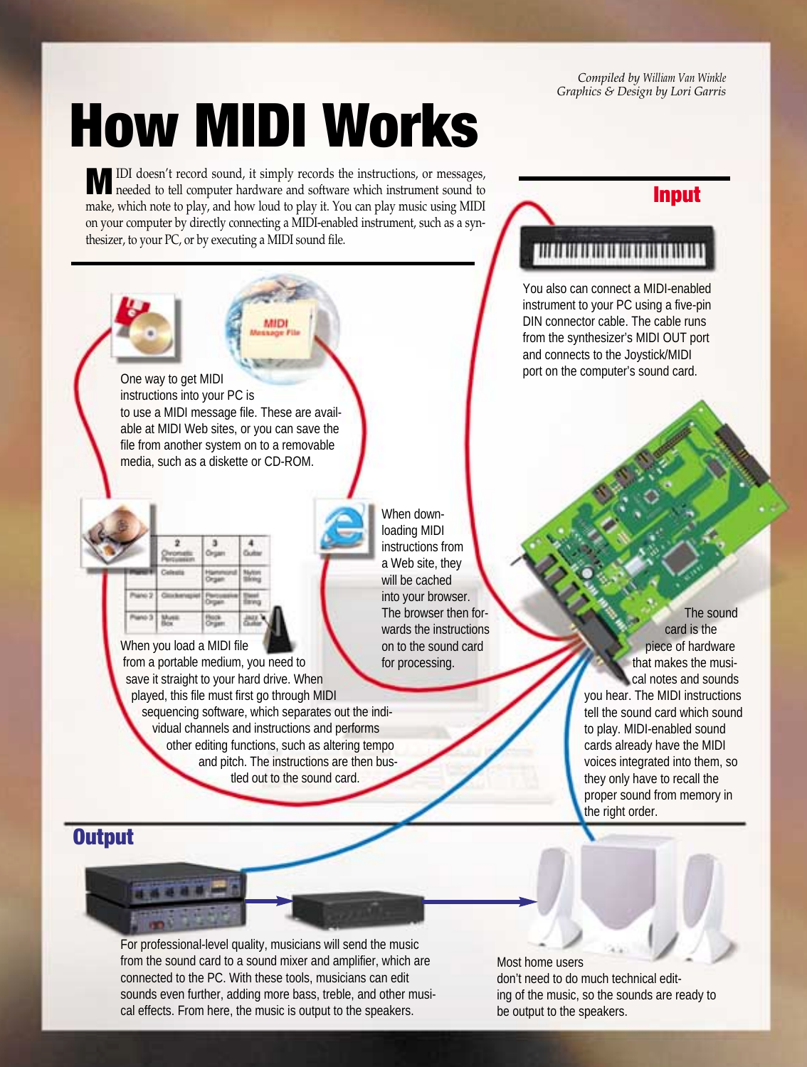*Compiled by William Van Winkle*
*Graphics & Design by Lori Garris*

# How MIDI Works

MIDI doesn't record sound, it simply records the instructions, or messages, needed to tell computer hardware and software which instrument sound to make, which note to play, and how loud to play it. You can play music using MIDI on your computer by directly connecting a MIDI-enabled instrument, such as a synthesizer, to your PC, or by executing a MIDI sound file.

## Input

You also can connect a MIDI-enabled instrument to your PC using a five-pin DIN connector cable. The cable runs from the synthesizer's MIDI OUT port and connects to the Joystick/MIDI port on the computer's sound card.

One way to get MIDI instructions into your PC is to use a MIDI message file. These are available at MIDI Web sites, or you can save the file from another system on to a removable media, such as a diskette or CD-ROM.

When downloading MIDI instructions from a Web site, they will be cached into your browser. The browser then forwards the instructions on to the sound card for processing.

When you load a MIDI file from a portable medium, you need to save it straight to your hard drive. When played, this file must first go through MIDI sequencing software, which separates out the individual channels and instructions and performs other editing functions, such as altering tempo and pitch. The instructions are then bustled out to the sound card.

The sound card is the piece of hardware that makes the musical notes and sounds you hear. The MIDI instructions tell the sound card which sound to play. MIDI-enabled sound cards already have the MIDI voices integrated into them, so they only have to recall the proper sound from memory in the right order.

## Output

For professional-level quality, musicians will send the music from the sound card to a sound mixer and amplifier, which are connected to the PC. With these tools, musicians can edit sounds even further, adding more bass, treble, and other musical effects. From here, the music is output to the speakers.

Most home users don't need to do much technical editing of the music, so the sounds are ready to be output to the speakers.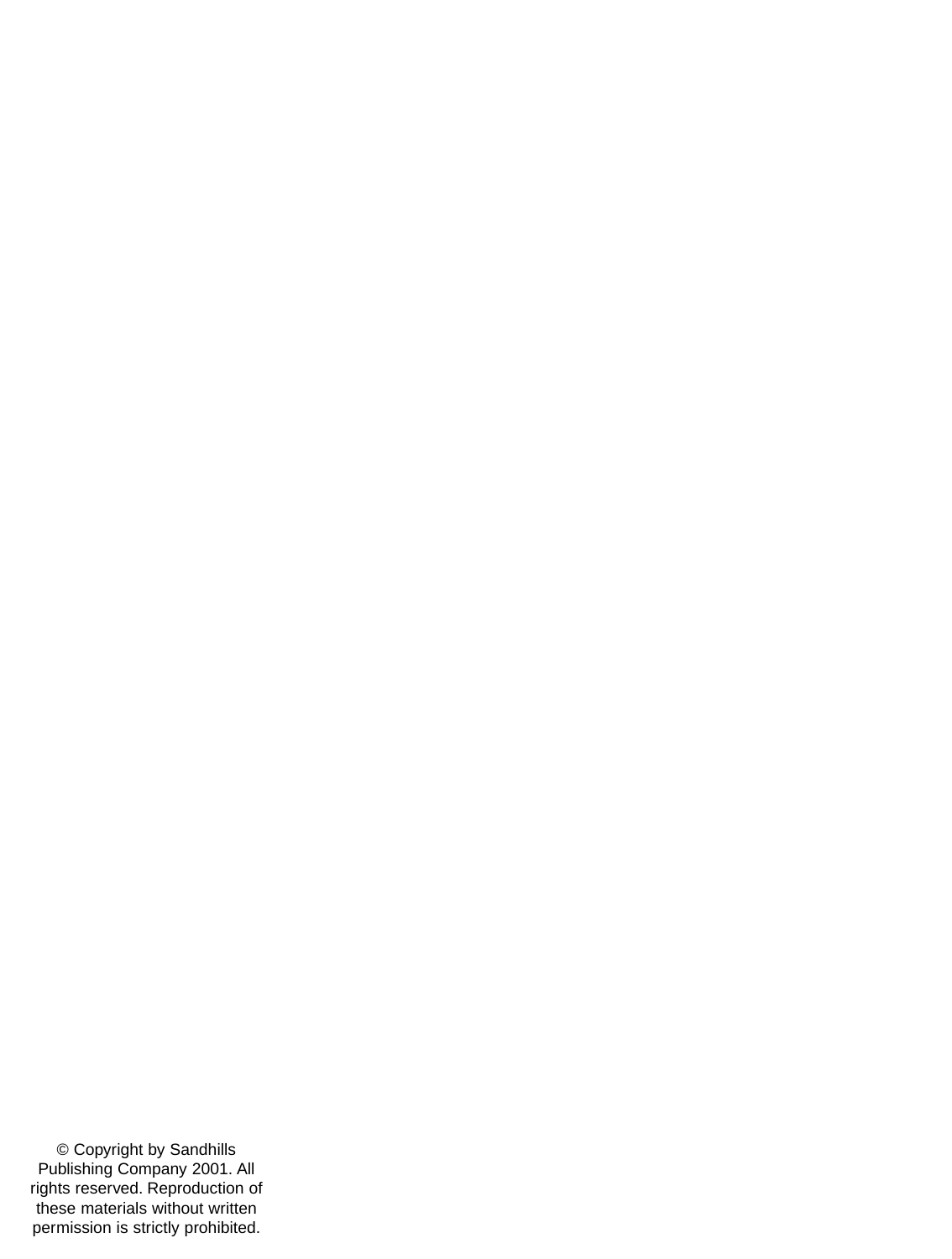© Copyright by Sandhills Publishing Company 2001. All rights reserved. Reproduction of these materials without written permission is strictly prohibited.